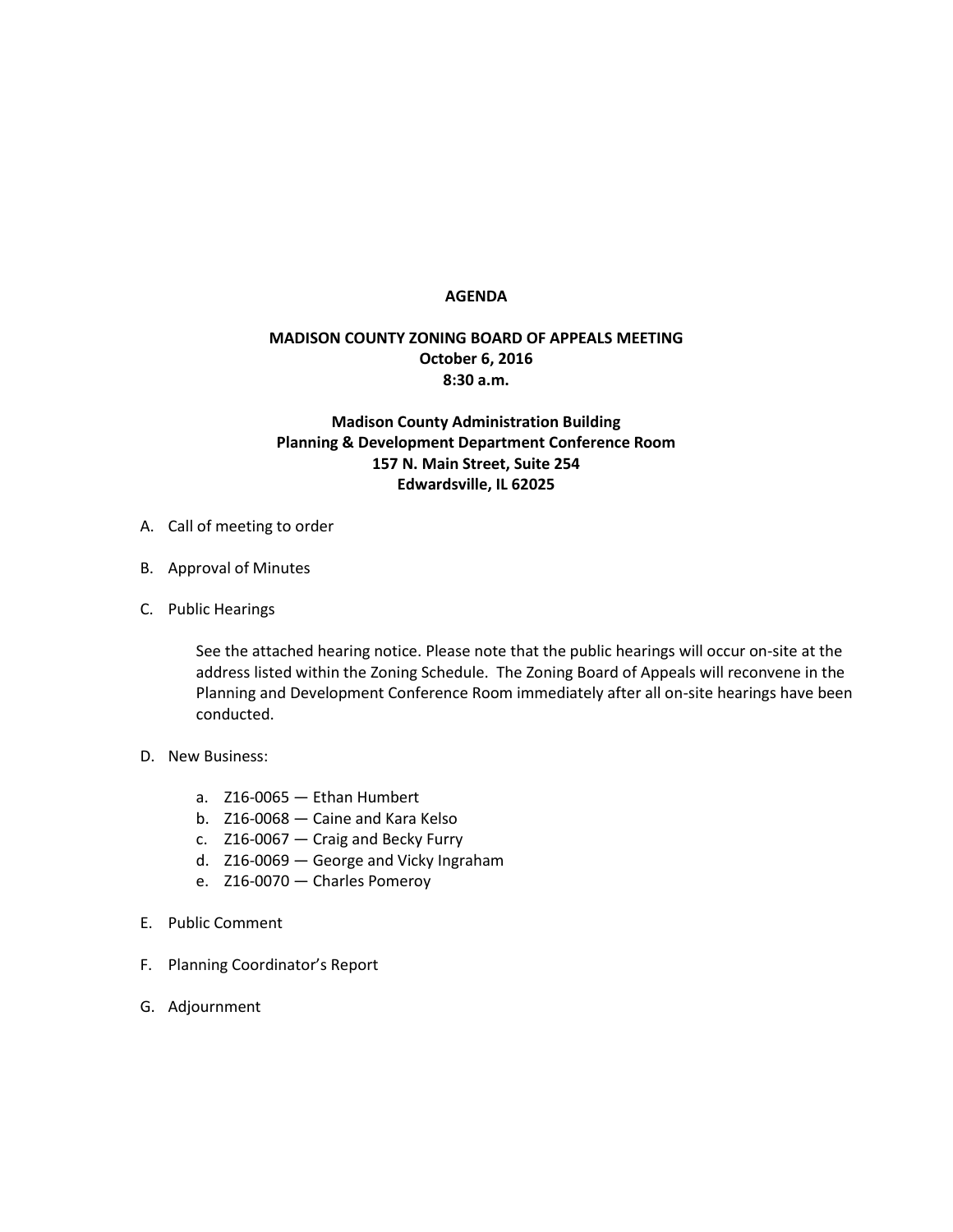# AGENDA

## MADISON COUNTY ZONING BOARD OF APPEALS MEETING
**October 6, 2016**
**8:30 a.m.**

**Madison County Administration Building**
**Planning & Development Department Conference Room**
**157 N. Main Street, Suite 254**
**Edwardsville, IL 62025**

A. Call of meeting to order

B. Approval of Minutes

C. Public Hearings

   See the attached hearing notice. Please note that the public hearings will occur on-site at the address listed within the Zoning Schedule. The Zoning Board of Appeals will reconvene in the Planning and Development Conference Room immediately after all on-site hearings have been conducted.

D. New Business:

   a. Z16-0065 — Ethan Humbert
   b. Z16-0068 — Caine and Kara Kelso
   c. Z16-0067 — Craig and Becky Furry
   d. Z16-0069 — George and Vicky Ingraham
   e. Z16-0070 — Charles Pomeroy

E. Public Comment

F. Planning Coordinator's Report

G. Adjournment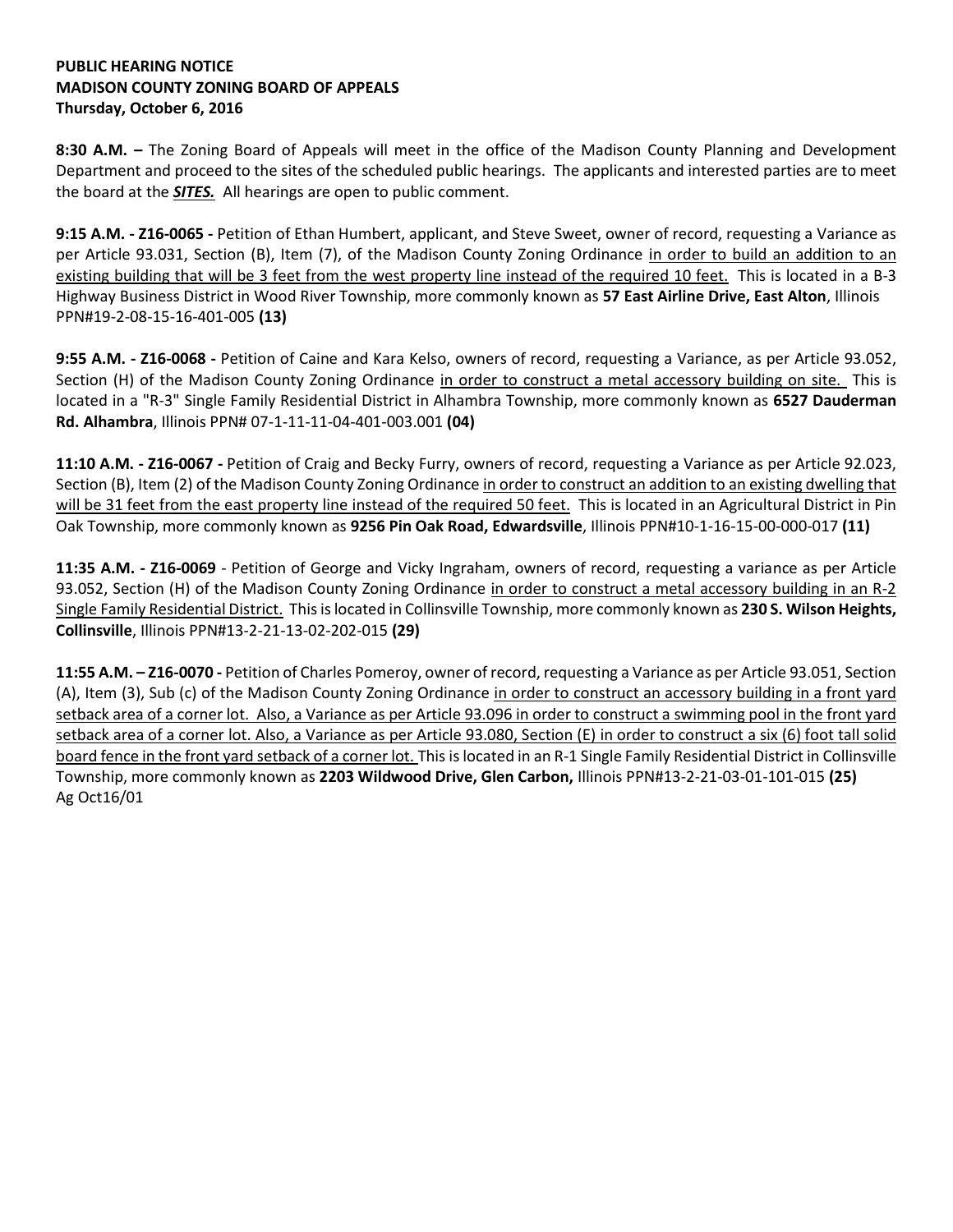**PUBLIC HEARING NOTICE**
**MADISON COUNTY ZONING BOARD OF APPEALS**
**Thursday, October 6, 2016**

**8:30 A.M. –** The Zoning Board of Appeals will meet in the office of the Madison County Planning and Development Department and proceed to the sites of the scheduled public hearings. The applicants and interested parties are to meet the board at the ***SITES.*** All hearings are open to public comment.

**9:15 A.M. - Z16-0065 -** Petition of Ethan Humbert, applicant, and Steve Sweet, owner of record, requesting a Variance as per Article 93.031, Section (B), Item (7), of the Madison County Zoning Ordinance in order to build an addition to an existing building that will be 3 feet from the west property line instead of the required 10 feet. This is located in a B-3 Highway Business District in Wood River Township, more commonly known as **57 East Airline Drive, East Alton**, Illinois PPN#19-2-08-15-16-401-005 **(13)**

**9:55 A.M. - Z16-0068 -** Petition of Caine and Kara Kelso, owners of record, requesting a Variance, as per Article 93.052, Section (H) of the Madison County Zoning Ordinance in order to construct a metal accessory building on site. This is located in a "R-3" Single Family Residential District in Alhambra Township, more commonly known as **6527 Dauderman Rd. Alhambra**, Illinois PPN# 07-1-11-11-04-401-003.001 **(04)**

**11:10 A.M. - Z16-0067 -** Petition of Craig and Becky Furry, owners of record, requesting a Variance as per Article 92.023, Section (B), Item (2) of the Madison County Zoning Ordinance in order to construct an addition to an existing dwelling that will be 31 feet from the east property line instead of the required 50 feet. This is located in an Agricultural District in Pin Oak Township, more commonly known as **9256 Pin Oak Road, Edwardsville**, Illinois PPN#10-1-16-15-00-000-017 **(11)**

**11:35 A.M. - Z16-0069** - Petition of George and Vicky Ingraham, owners of record, requesting a variance as per Article 93.052, Section (H) of the Madison County Zoning Ordinance in order to construct a metal accessory building in an R-2 Single Family Residential District. This is located in Collinsville Township, more commonly known as **230 S. Wilson Heights, Collinsville**, Illinois PPN#13-2-21-13-02-202-015 **(29)**

**11:55 A.M. – Z16-0070 -** Petition of Charles Pomeroy, owner of record, requesting a Variance as per Article 93.051, Section (A), Item (3), Sub (c) of the Madison County Zoning Ordinance in order to construct an accessory building in a front yard setback area of a corner lot. Also, a Variance as per Article 93.096 in order to construct a swimming pool in the front yard setback area of a corner lot. Also, a Variance as per Article 93.080, Section (E) in order to construct a six (6) foot tall solid board fence in the front yard setback of a corner lot. This is located in an R-1 Single Family Residential District in Collinsville Township, more commonly known as **2203 Wildwood Drive, Glen Carbon,** Illinois PPN#13-2-21-03-01-101-015 **(25)**
Ag Oct16/01